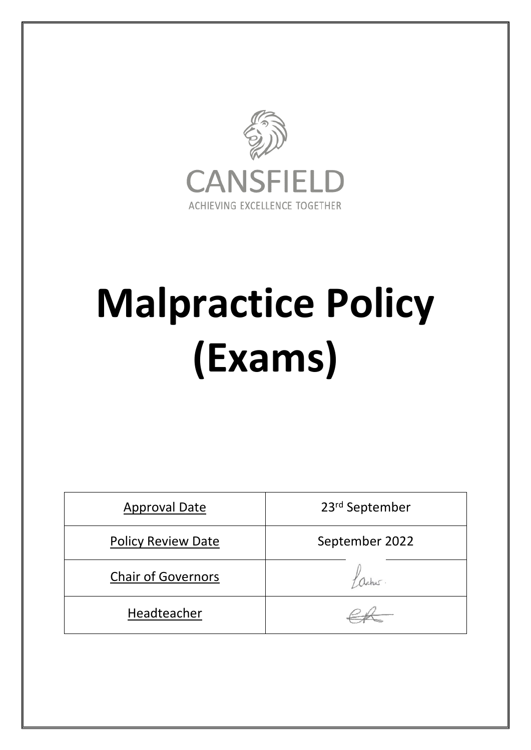CANSFIELD

ACHIEVING EXCELLENCE TOGETHER

# Malpractice Policy (Exams)

| Approval Date | 23rd September |
| --- | --- |
| Policy Review Date | September 2022 |
| Chair of Governors | |
| Headteacher | |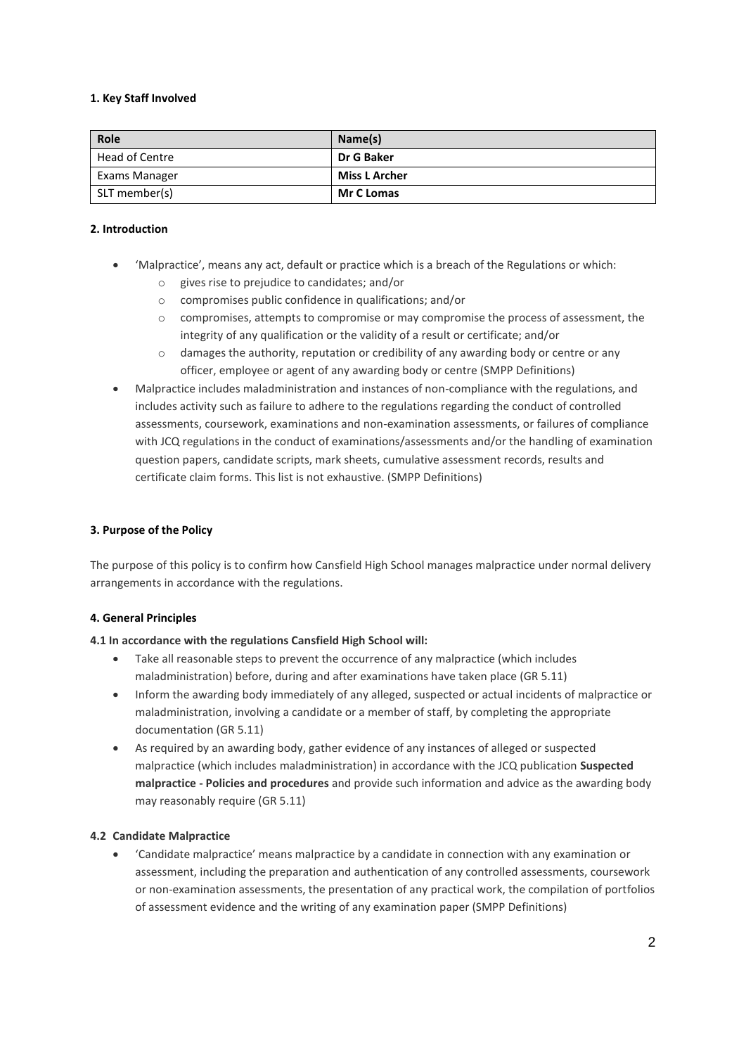**1. Key Staff Involved**

| Role | Name(s) |
| --- | --- |
| Head of Centre | **Dr G Baker** |
| Exams Manager | **Miss L Archer** |
| SLT member(s) | **Mr C Lomas** |

**2. Introduction**

- 'Malpractice', means any act, default or practice which is a breach of the Regulations or which:
    - gives rise to prejudice to candidates; and/or
    - compromises public confidence in qualifications; and/or
    - compromises, attempts to compromise or may compromise the process of assessment, the integrity of any qualification or the validity of a result or certificate; and/or
    - damages the authority, reputation or credibility of any awarding body or centre or any officer, employee or agent of any awarding body or centre (SMPP Definitions)
- Malpractice includes maladministration and instances of non-compliance with the regulations, and includes activity such as failure to adhere to the regulations regarding the conduct of controlled assessments, coursework, examinations and non-examination assessments, or failures of compliance with JCQ regulations in the conduct of examinations/assessments and/or the handling of examination question papers, candidate scripts, mark sheets, cumulative assessment records, results and certificate claim forms. This list is not exhaustive. (SMPP Definitions)

**3. Purpose of the Policy**

The purpose of this policy is to confirm how Cansfield High School manages malpractice under normal delivery arrangements in accordance with the regulations.

**4. General Principles**

**4.1 In accordance with the regulations Cansfield High School will:**

- Take all reasonable steps to prevent the occurrence of any malpractice (which includes maladministration) before, during and after examinations have taken place (GR 5.11)
- Inform the awarding body immediately of any alleged, suspected or actual incidents of malpractice or maladministration, involving a candidate or a member of staff, by completing the appropriate documentation (GR 5.11)
- As required by an awarding body, gather evidence of any instances of alleged or suspected malpractice (which includes maladministration) in accordance with the JCQ publication **Suspected malpractice - Policies and procedures** and provide such information and advice as the awarding body may reasonably require (GR 5.11)

**4.2 Candidate Malpractice**

- 'Candidate malpractice' means malpractice by a candidate in connection with any examination or assessment, including the preparation and authentication of any controlled assessments, coursework or non-examination assessments, the presentation of any practical work, the compilation of portfolios of assessment evidence and the writing of any examination paper (SMPP Definitions)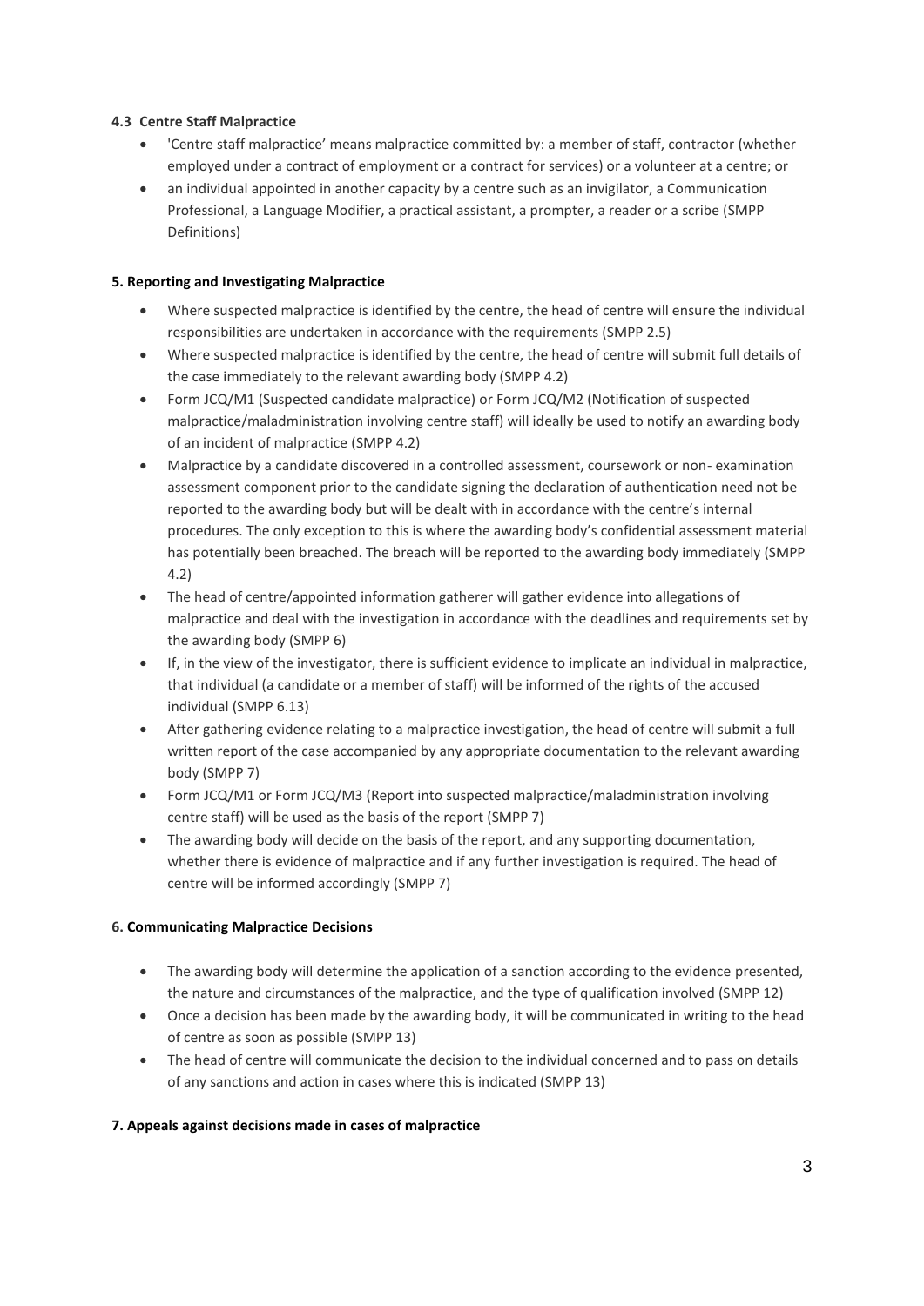#### 4.3 Centre Staff Malpractice

- 'Centre staff malpractice' means malpractice committed by: a member of staff, contractor (whether employed under a contract of employment or a contract for services) or a volunteer at a centre; or
- an individual appointed in another capacity by a centre such as an invigilator, a Communication Professional, a Language Modifier, a practical assistant, a prompter, a reader or a scribe (SMPP Definitions)

#### 5. Reporting and Investigating Malpractice

- Where suspected malpractice is identified by the centre, the head of centre will ensure the individual responsibilities are undertaken in accordance with the requirements (SMPP 2.5)
- Where suspected malpractice is identified by the centre, the head of centre will submit full details of the case immediately to the relevant awarding body (SMPP 4.2)
- Form JCQ/M1 (Suspected candidate malpractice) or Form JCQ/M2 (Notification of suspected malpractice/maladministration involving centre staff) will ideally be used to notify an awarding body of an incident of malpractice (SMPP 4.2)
- Malpractice by a candidate discovered in a controlled assessment, coursework or non- examination assessment component prior to the candidate signing the declaration of authentication need not be reported to the awarding body but will be dealt with in accordance with the centre's internal procedures. The only exception to this is where the awarding body's confidential assessment material has potentially been breached. The breach will be reported to the awarding body immediately (SMPP 4.2)
- The head of centre/appointed information gatherer will gather evidence into allegations of malpractice and deal with the investigation in accordance with the deadlines and requirements set by the awarding body (SMPP 6)
- If, in the view of the investigator, there is sufficient evidence to implicate an individual in malpractice, that individual (a candidate or a member of staff) will be informed of the rights of the accused individual (SMPP 6.13)
- After gathering evidence relating to a malpractice investigation, the head of centre will submit a full written report of the case accompanied by any appropriate documentation to the relevant awarding body (SMPP 7)
- Form JCQ/M1 or Form JCQ/M3 (Report into suspected malpractice/maladministration involving centre staff) will be used as the basis of the report (SMPP 7)
- The awarding body will decide on the basis of the report, and any supporting documentation, whether there is evidence of malpractice and if any further investigation is required. The head of centre will be informed accordingly (SMPP 7)

#### 6. Communicating Malpractice Decisions

- The awarding body will determine the application of a sanction according to the evidence presented, the nature and circumstances of the malpractice, and the type of qualification involved (SMPP 12)
- Once a decision has been made by the awarding body, it will be communicated in writing to the head of centre as soon as possible (SMPP 13)
- The head of centre will communicate the decision to the individual concerned and to pass on details of any sanctions and action in cases where this is indicated (SMPP 13)

#### 7. Appeals against decisions made in cases of malpractice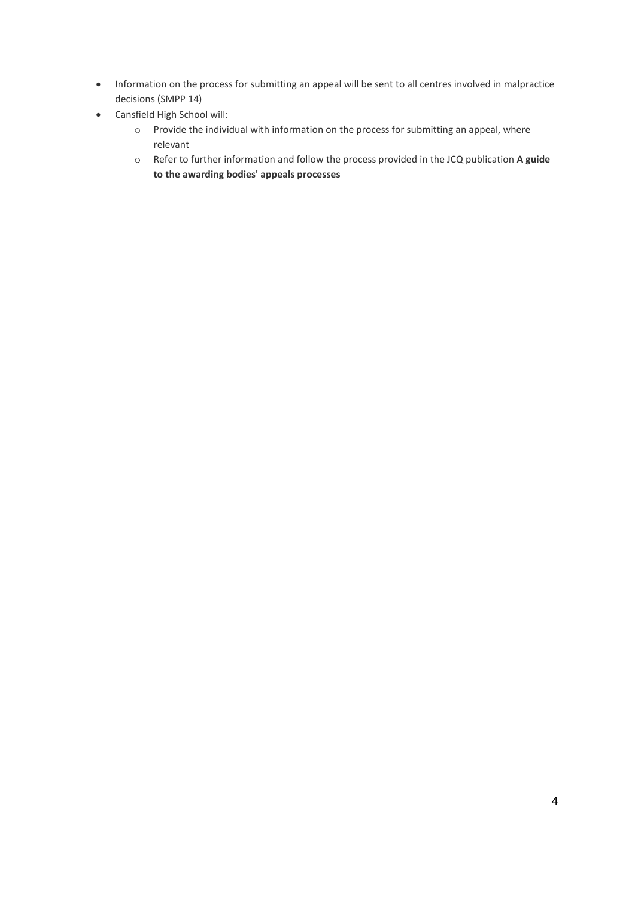- Information on the process for submitting an appeal will be sent to all centres involved in malpractice decisions (SMPP 14)
- Cansfield High School will:
    - Provide the individual with information on the process for submitting an appeal, where relevant
    - Refer to further information and follow the process provided in the JCQ publication **A guide to the awarding bodies' appeals processes**